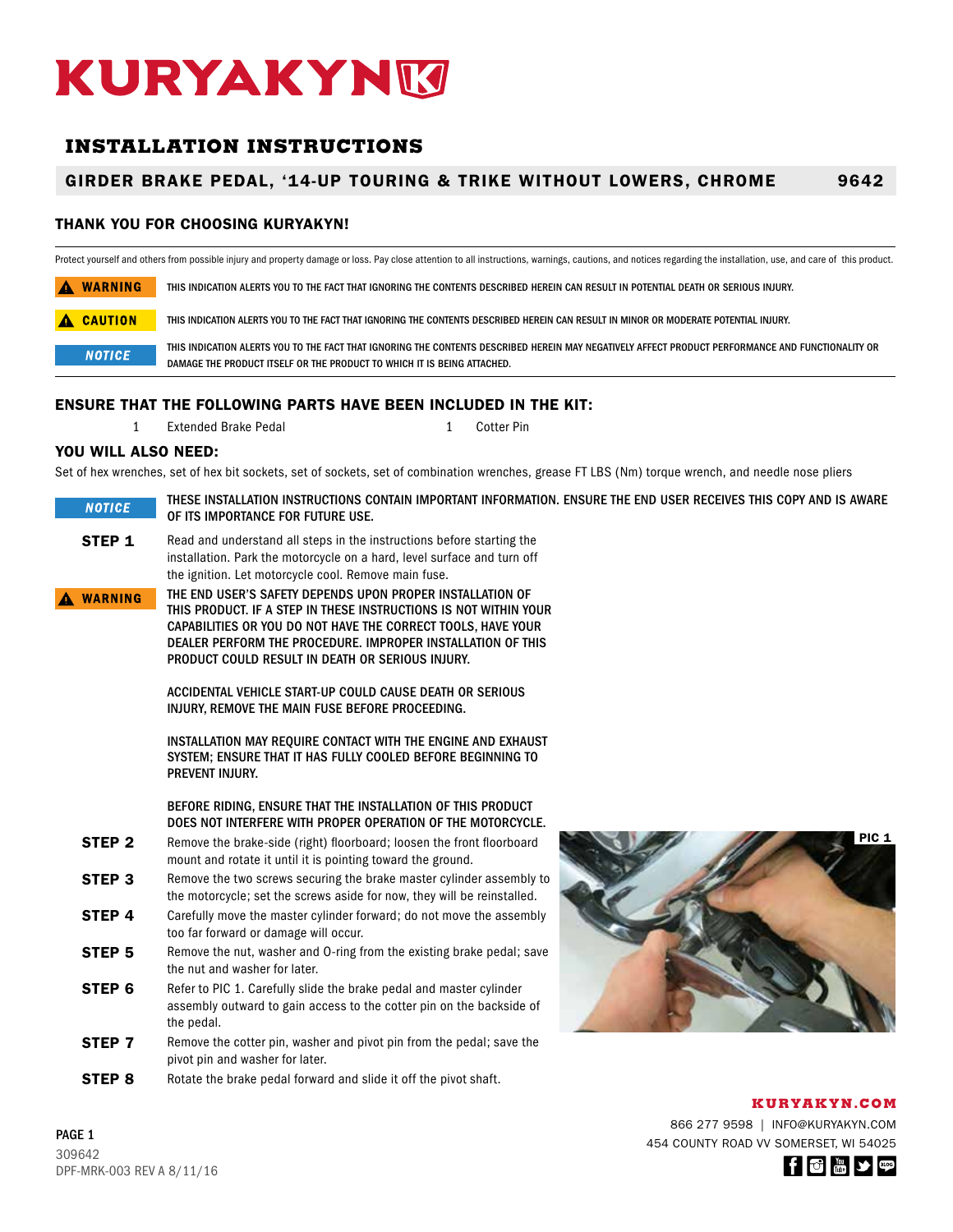# KURYAKYN

## INSTALLATION INSTRUCTIONS

### GIRDER BRAKE PEDAL, '14-UP TOURING & TRIKE WITHOUT LOWERS, CHROME 9642

**THANK YOU FOR CHOOSING KURYAKYN!**

Protect yourself and others from possible injury and property damage or loss. Pay close attention to all instructions, warnings, cautions, and notices regarding the installation, use, and care of this product.

**⚠ WARNING** THIS INDICATION ALERTS YOU TO THE FACT THAT IGNORING THE CONTENTS DESCRIBED HEREIN CAN RESULT IN POTENTIAL DEATH OR SERIOUS INJURY.

**⚠ CAUTION** THIS INDICATION ALERTS YOU TO THE FACT THAT IGNORING THE CONTENTS DESCRIBED HEREIN CAN RESULT IN MINOR OR MODERATE POTENTIAL INJURY.

***NOTICE*** THIS INDICATION ALERTS YOU TO THE FACT THAT IGNORING THE CONTENTS DESCRIBED HEREIN MAY NEGATIVELY AFFECT PRODUCT PERFORMANCE AND FUNCTIONALITY OR DAMAGE THE PRODUCT ITSELF OR THE PRODUCT TO WHICH IT IS BEING ATTACHED.

**ENSURE THAT THE FOLLOWING PARTS HAVE BEEN INCLUDED IN THE KIT:**

| | | | |
|---|---|---|---|
| 1 | Extended Brake Pedal | 1 | Cotter Pin |

**YOU WILL ALSO NEED:**

Set of hex wrenches, set of hex bit sockets, set of sockets, set of combination wrenches, grease FT LBS (Nm) torque wrench, and needle nose pliers

***NOTICE*** THESE INSTALLATION INSTRUCTIONS CONTAIN IMPORTANT INFORMATION. ENSURE THE END USER RECEIVES THIS COPY AND IS AWARE OF ITS IMPORTANCE FOR FUTURE USE.

**STEP 1** Read and understand all steps in the instructions before starting the installation. Park the motorcycle on a hard, level surface and turn off the ignition. Let motorcycle cool. Remove main fuse.

**⚠ WARNING** THE END USER'S SAFETY DEPENDS UPON PROPER INSTALLATION OF THIS PRODUCT. IF A STEP IN THESE INSTRUCTIONS IS NOT WITHIN YOUR CAPABILITIES OR YOU DO NOT HAVE THE CORRECT TOOLS, HAVE YOUR DEALER PERFORM THE PROCEDURE. IMPROPER INSTALLATION OF THIS PRODUCT COULD RESULT IN DEATH OR SERIOUS INJURY.

ACCIDENTAL VEHICLE START-UP COULD CAUSE DEATH OR SERIOUS INJURY, REMOVE THE MAIN FUSE BEFORE PROCEEDING.

INSTALLATION MAY REQUIRE CONTACT WITH THE ENGINE AND EXHAUST SYSTEM; ENSURE THAT IT HAS FULLY COOLED BEFORE BEGINNING TO PREVENT INJURY.

BEFORE RIDING, ENSURE THAT THE INSTALLATION OF THIS PRODUCT DOES NOT INTERFERE WITH PROPER OPERATION OF THE MOTORCYCLE.

**STEP 2** Remove the brake-side (right) floorboard; loosen the front floorboard mount and rotate it until it is pointing toward the ground.

**STEP 3** Remove the two screws securing the brake master cylinder assembly to the motorcycle; set the screws aside for now, they will be reinstalled.

**STEP 4** Carefully move the master cylinder forward; do not move the assembly too far forward or damage will occur.

**STEP 5** Remove the nut, washer and O-ring from the existing brake pedal; save the nut and washer for later.

**STEP 6** Refer to PIC 1. Carefully slide the brake pedal and master cylinder assembly outward to gain access to the cotter pin on the backside of the pedal.

**STEP 7** Remove the cotter pin, washer and pivot pin from the pedal; save the pivot pin and washer for later.

**STEP 8** Rotate the brake pedal forward and slide it off the pivot shaft.

PIC 1

**KURYAKYN.COM**
866 277 9598 | INFO@KURYAKYN.COM
454 COUNTY ROAD VV SOMERSET, WI 54025

309642
DPF-MRK-003 REV A 8/11/16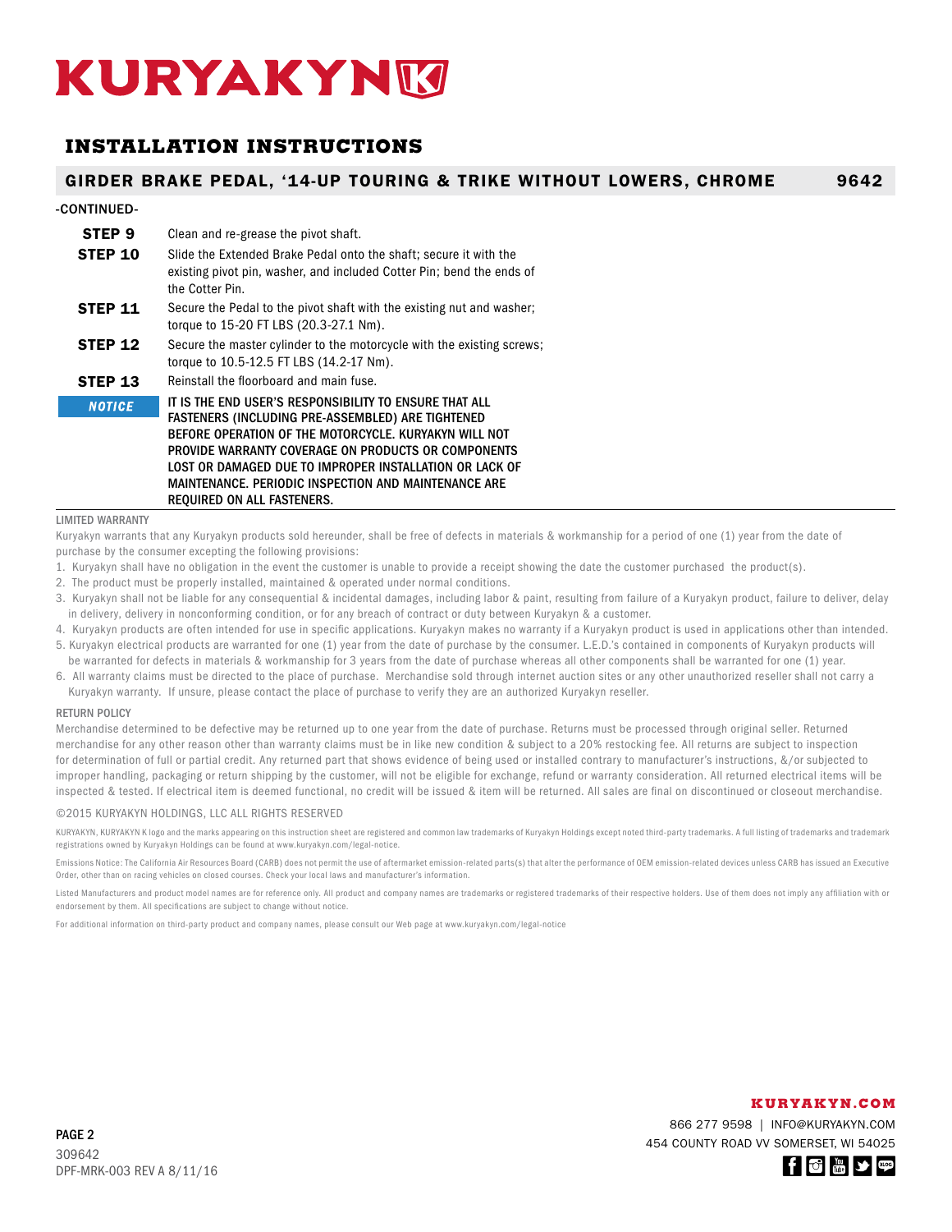# KURYAKYN

## INSTALLATION INSTRUCTIONS

### GIRDER BRAKE PEDAL, '14-UP TOURING & TRIKE WITHOUT LOWERS, CHROME — 9642

-CONTINUED-

**STEP 9** Clean and re-grease the pivot shaft.

**STEP 10** Slide the Extended Brake Pedal onto the shaft; secure it with the existing pivot pin, washer, and included Cotter Pin; bend the ends of the Cotter Pin.

**STEP 11** Secure the Pedal to the pivot shaft with the existing nut and washer; torque to 15-20 FT LBS (20.3-27.1 Nm).

**STEP 12** Secure the master cylinder to the motorcycle with the existing screws; torque to 10.5-12.5 FT LBS (14.2-17 Nm).

**STEP 13** Reinstall the floorboard and main fuse.

***NOTICE*** **IT IS THE END USER'S RESPONSIBILITY TO ENSURE THAT ALL FASTENERS (INCLUDING PRE-ASSEMBLED) ARE TIGHTENED BEFORE OPERATION OF THE MOTORCYCLE. KURYAKYN WILL NOT PROVIDE WARRANTY COVERAGE ON PRODUCTS OR COMPONENTS LOST OR DAMAGED DUE TO IMPROPER INSTALLATION OR LACK OF MAINTENANCE. PERIODIC INSPECTION AND MAINTENANCE ARE REQUIRED ON ALL FASTENERS.**

LIMITED WARRANTY

Kuryakyn warrants that any Kuryakyn products sold hereunder, shall be free of defects in materials & workmanship for a period of one (1) year from the date of purchase by the consumer excepting the following provisions:

1. Kuryakyn shall have no obligation in the event the customer is unable to provide a receipt showing the date the customer purchased the product(s).
2. The product must be properly installed, maintained & operated under normal conditions.
3. Kuryakyn shall not be liable for any consequential & incidental damages, including labor & paint, resulting from failure of a Kuryakyn product, failure to deliver, delay in delivery, delivery in nonconforming condition, or for any breach of contract or duty between Kuryakyn & a customer.
4. Kuryakyn products are often intended for use in specific applications. Kuryakyn makes no warranty if a Kuryakyn product is used in applications other than intended.
5. Kuryakyn electrical products are warranted for one (1) year from the date of purchase by the consumer. L.E.D.'s contained in components of Kuryakyn products will be warranted for defects in materials & workmanship for 3 years from the date of purchase whereas all other components shall be warranted for one (1) year.
6. All warranty claims must be directed to the place of purchase. Merchandise sold through internet auction sites or any other unauthorized reseller shall not carry a Kuryakyn warranty. If unsure, please contact the place of purchase to verify they are an authorized Kuryakyn reseller.

RETURN POLICY

Merchandise determined to be defective may be returned up to one year from the date of purchase. Returns must be processed through original seller. Returned merchandise for any other reason other than warranty claims must be in like new condition & subject to a 20% restocking fee. All returns are subject to inspection for determination of full or partial credit. Any returned part that shows evidence of being used or installed contrary to manufacturer's instructions, &/or subjected to improper handling, packaging or return shipping by the customer, will not be eligible for exchange, refund or warranty consideration. All returned electrical items will be inspected & tested. If electrical item is deemed functional, no credit will be issued & item will be returned. All sales are final on discontinued or closeout merchandise.

©2015 KURYAKYN HOLDINGS, LLC ALL RIGHTS RESERVED

KURYAKYN, KURYAKYN K logo and the marks appearing on this instruction sheet are registered and common law trademarks of Kuryakyn Holdings except noted third-party trademarks. A full listing of trademarks and trademark registrations owned by Kuryakyn Holdings can be found at www.kuryakyn.com/legal-notice.

Emissions Notice: The California Air Resources Board (CARB) does not permit the use of aftermarket emission-related parts(s) that alter the performance of OEM emission-related devices unless CARB has issued an Executive Order, other than on racing vehicles on closed courses. Check your local laws and manufacturer's information.

Listed Manufacturers and product model names are for reference only. All product and company names are trademarks or registered trademarks of their respective holders. Use of them does not imply any affiliation with or endorsement by them. All specifications are subject to change without notice.

For additional information on third-party product and company names, please consult our Web page at www.kuryakyn.com/legal-notice

309642
DPF-MRK-003 REV A 8/11/16

KURYAKYN.COM
866 277 9598 | INFO@KURYAKYN.COM
454 COUNTY ROAD VV SOMERSET, WI 54025